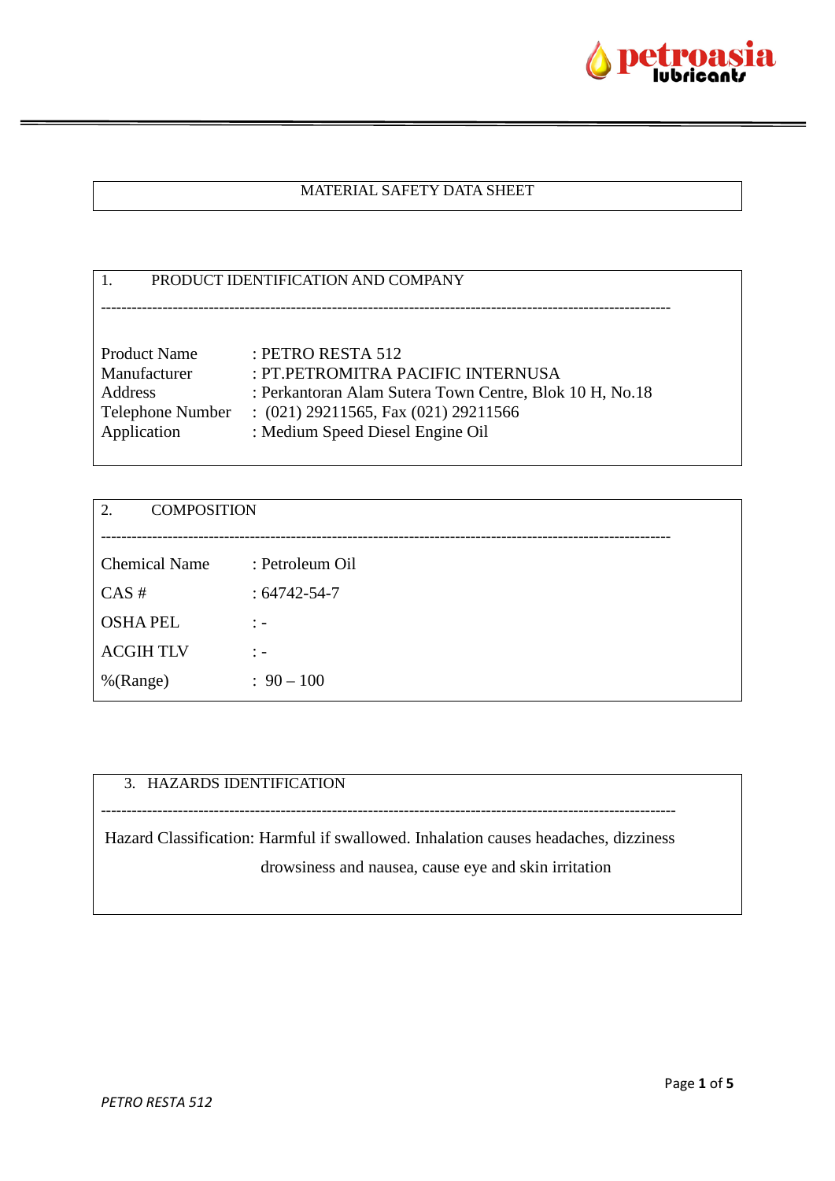# MATERIAL SAFETY DATA SHEET

## 1. PRODUCT IDENTIFICATION AND COMPANY

---

Product Name : PETRO RESTA 512
Manufacturer : PT.PETROMITRA PACIFIC INTERNUSA
Address : Perkantoran Alam Sutera Town Centre, Blok 10 H, No.18
Telephone Number : (021) 29211565, Fax (021) 29211566
Application : Medium Speed Diesel Engine Oil

## 2. COMPOSITION

---

Chemical Name : Petroleum Oil

CAS # : 64742-54-7

OSHA PEL : -

ACGIH TLV : -

%(Range) : 90 – 100

## 3. HAZARDS IDENTIFICATION

---

Hazard Classification: Harmful if swallowed. Inhalation causes headaches, dizziness drowsiness and nausea, cause eye and skin irritation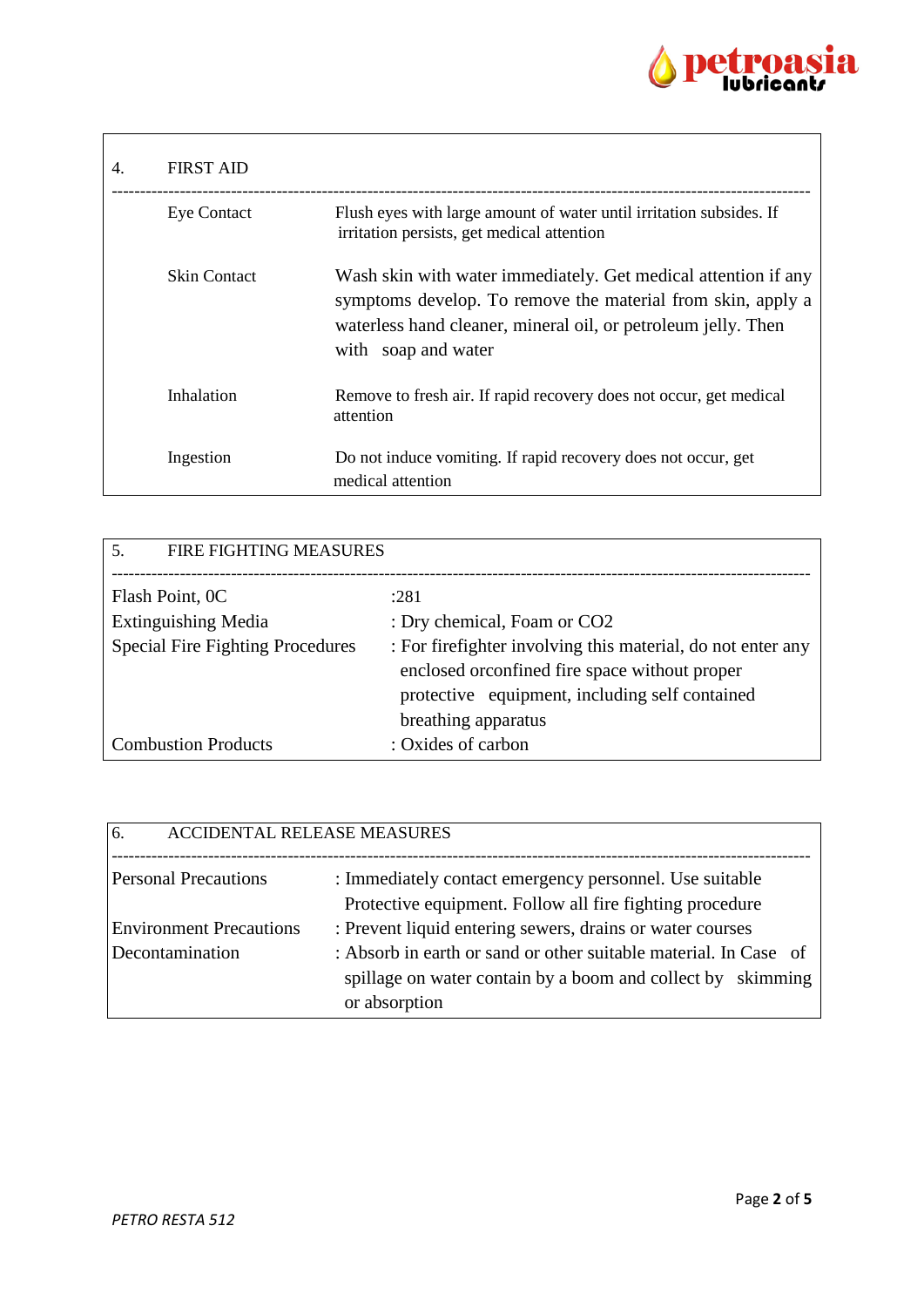## 4. FIRST AID

| | |
|---|---|
| Eye Contact | Flush eyes with large amount of water until irritation subsides. If irritation persists, get medical attention |
| Skin Contact | Wash skin with water immediately. Get medical attention if any symptoms develop. To remove the material from skin, apply a waterless hand cleaner, mineral oil, or petroleum jelly. Then with soap and water |
| Inhalation | Remove to fresh air. If rapid recovery does not occur, get medical attention |
| Ingestion | Do not induce vomiting. If rapid recovery does not occur, get medical attention |

## 5. FIRE FIGHTING MEASURES

| | |
|---|---|
| Flash Point, 0C | :281 |
| Extinguishing Media | : Dry chemical, Foam or CO2 |
| Special Fire Fighting Procedures | : For firefighter involving this material, do not enter any enclosed orconfined fire space without proper protective equipment, including self contained breathing apparatus |
| Combustion Products | : Oxides of carbon |

## 6. ACCIDENTAL RELEASE MEASURES

| | |
|---|---|
| Personal Precautions | : Immediately contact emergency personnel. Use suitable Protective equipment. Follow all fire fighting procedure |
| Environment Precautions | : Prevent liquid entering sewers, drains or water courses |
| Decontamination | : Absorb in earth or sand or other suitable material. In Case of spillage on water contain by a boom and collect by skimming or absorption |

*PETRO RESTA 512*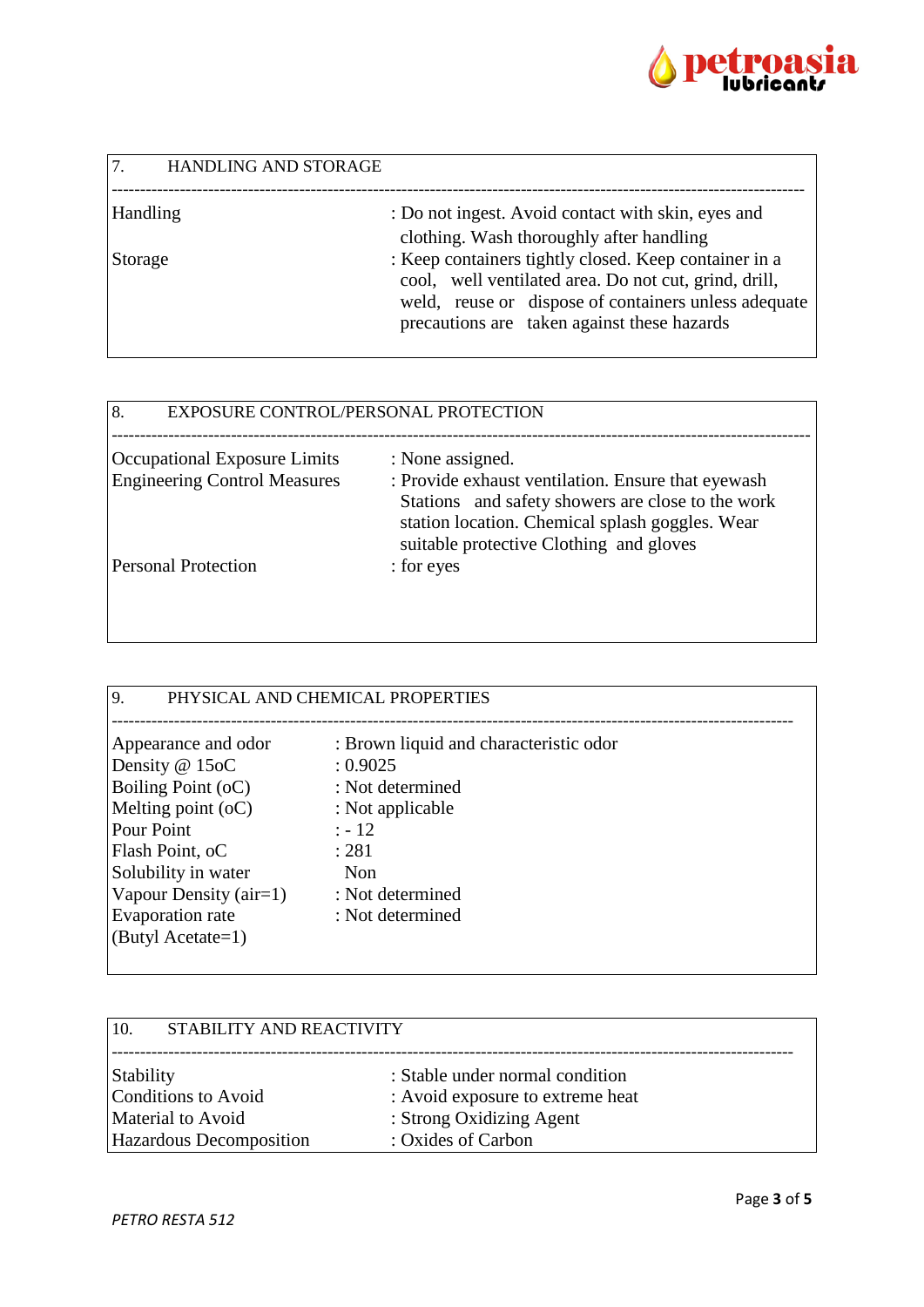## 7. HANDLING AND STORAGE

| | |
|---|---|
| Handling | : Do not ingest. Avoid contact with skin, eyes and clothing. Wash thoroughly after handling |
| Storage | : Keep containers tightly closed. Keep container in a cool, well ventilated area. Do not cut, grind, drill, weld, reuse or dispose of containers unless adequate precautions are taken against these hazards |

## 8. EXPOSURE CONTROL/PERSONAL PROTECTION

| | |
|---|---|
| Occupational Exposure Limits | : None assigned. |
| Engineering Control Measures | : Provide exhaust ventilation. Ensure that eyewash Stations and safety showers are close to the work station location. Chemical splash goggles. Wear suitable protective Clothing and gloves |
| Personal Protection | : for eyes |

## 9. PHYSICAL AND CHEMICAL PROPERTIES

| | |
|---|---|
| Appearance and odor | : Brown liquid and characteristic odor |
| Density @ 15oC | : 0.9025 |
| Boiling Point (oC) | : Not determined |
| Melting point (oC) | : Not applicable |
| Pour Point | : - 12 |
| Flash Point, oC | : 281 |
| Solubility in water | Non |
| Vapour Density (air=1) | : Not determined |
| Evaporation rate (Butyl Acetate=1) | : Not determined |

## 10. STABILITY AND REACTIVITY

| | |
|---|---|
| Stability | : Stable under normal condition |
| Conditions to Avoid | : Avoid exposure to extreme heat |
| Material to Avoid | : Strong Oxidizing Agent |
| Hazardous Decomposition | : Oxides of Carbon |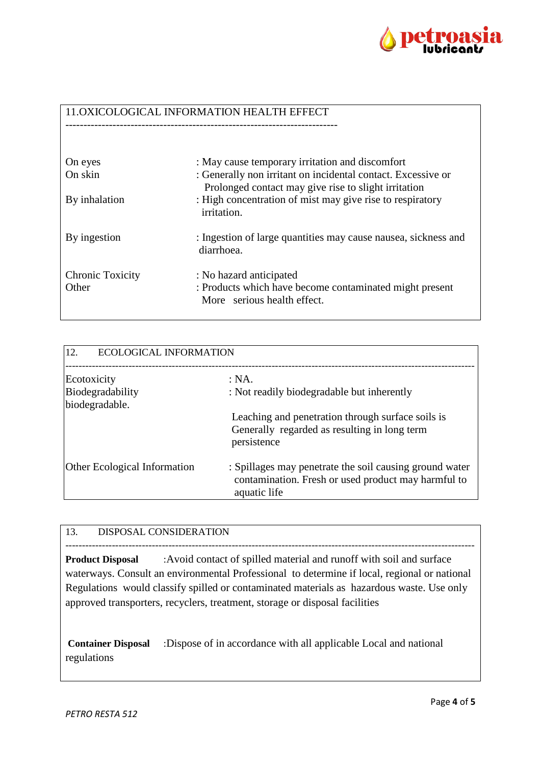## 11.OXICOLOGICAL INFORMATION HEALTH EFFECT

| | |
|---|---|
| On eyes | : May cause temporary irritation and discomfort |
| On skin | : Generally non irritant on incidental contact. Excessive or Prolonged contact may give rise to slight irritation |
| By inhalation | : High concentration of mist may give rise to respiratory irritation. |
| By ingestion | : Ingestion of large quantities may cause nausea, sickness and diarrhoea. |
| Chronic Toxicity | : No hazard anticipated |
| Other | : Products which have become contaminated might present More serious health effect. |

## 12. ECOLOGICAL INFORMATION

| | |
|---|---|
| Ecotoxicity | : NA. |
| Biodegradability | : Not readily biodegradable but inherently biodegradable. |
| | Leaching and penetration through surface soils is Generally regarded as resulting in long term persistence |
| Other Ecological Information | : Spillages may penetrate the soil causing ground water contamination. Fresh or used product may harmful to aquatic life |

## 13. DISPOSAL CONSIDERATION

**Product Disposal** :Avoid contact of spilled material and runoff with soil and surface waterways. Consult an environmental Professional to determine if local, regional or national Regulations would classify spilled or contaminated materials as hazardous waste. Use only approved transporters, recyclers, treatment, storage or disposal facilities

**Container Disposal** :Dispose of in accordance with all applicable Local and national regulations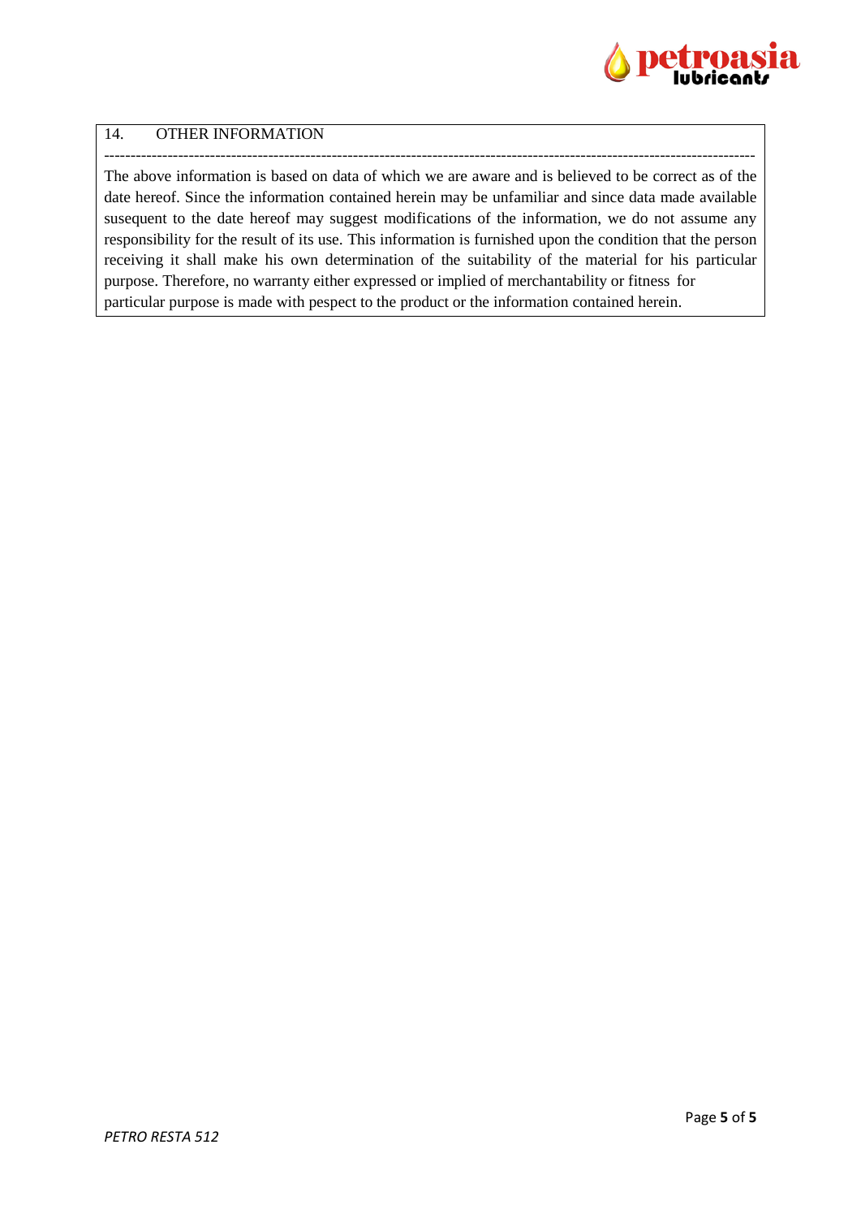## 14. OTHER INFORMATION

---

The above information is based on data of which we are aware and is believed to be correct as of the date hereof. Since the information contained herein may be unfamiliar and since data made available susequent to the date hereof may suggest modifications of the information, we do not assume any responsibility for the result of its use. This information is furnished upon the condition that the person receiving it shall make his own determination of the suitability of the material for his particular purpose. Therefore, no warranty either expressed or implied of merchantability or fitness for particular purpose is made with pespect to the product or the information contained herein.